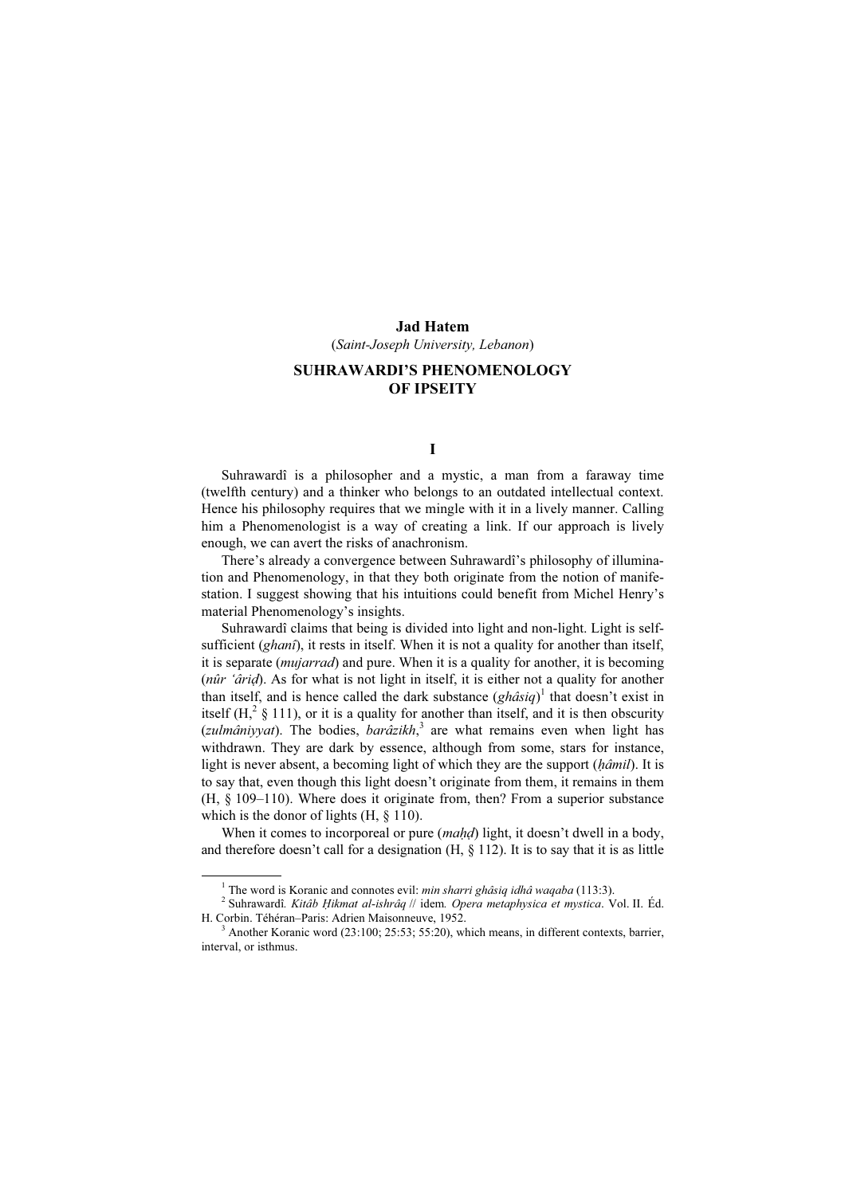**Jad Hatem**

(*Saint-Joseph University, Lebanon*)

# SUHRAWARDI'S PHENOMENOLOGY OF IPSEITY

## I

Suhrawardî is a philosopher and a mystic, a man from a faraway time (twelfth century) and a thinker who belongs to an outdated intellectual context. Hence his philosophy requires that we mingle with it in a lively manner. Calling him a Phenomenologist is a way of creating a link. If our approach is lively enough, we can avert the risks of anachronism.

There's already a convergence between Suhrawardî's philosophy of illumination and Phenomenology, in that they both originate from the notion of manifestation. I suggest showing that his intuitions could benefit from Michel Henry's material Phenomenology's insights.

Suhrawardî claims that being is divided into light and non-light. Light is self-sufficient (*ghanî*), it rests in itself. When it is not a quality for another than itself, it is separate (*mujarrad*) and pure. When it is a quality for another, it is becoming (*nûr 'âriḍ*). As for what is not light in itself, it is either not a quality for another than itself, and is hence called the dark substance (*ghâsiq*)[1] that doesn't exist in itself (H,[2] § 111), or it is a quality for another than itself, and it is then obscurity (*zulmâniyyat*). The bodies, *barâzikh*,[3] are what remains even when light has withdrawn. They are dark by essence, although from some, stars for instance, light is never absent, a becoming light of which they are the support (*ḥâmil*). It is to say that, even though this light doesn't originate from them, it remains in them (H, § 109–110). Where does it originate from, then? From a superior substance which is the donor of lights (H, § 110).

When it comes to incorporeal or pure (*maḥḍ*) light, it doesn't dwell in a body, and therefore doesn't call for a designation (H, § 112). It is to say that it is as little

---

[1] The word is Koranic and connotes evil: *min sharri ghâsiq idhâ waqaba* (113:3).

[2] Suhrawardî. *Kitâb Ḥikmat al-ishrâq* // idem. *Opera metaphysica et mystica*. Vol. II. Éd. H. Corbin. Téhéran–Paris: Adrien Maisonneuve, 1952.

[3] Another Koranic word (23:100; 25:53; 55:20), which means, in different contexts, barrier, interval, or isthmus.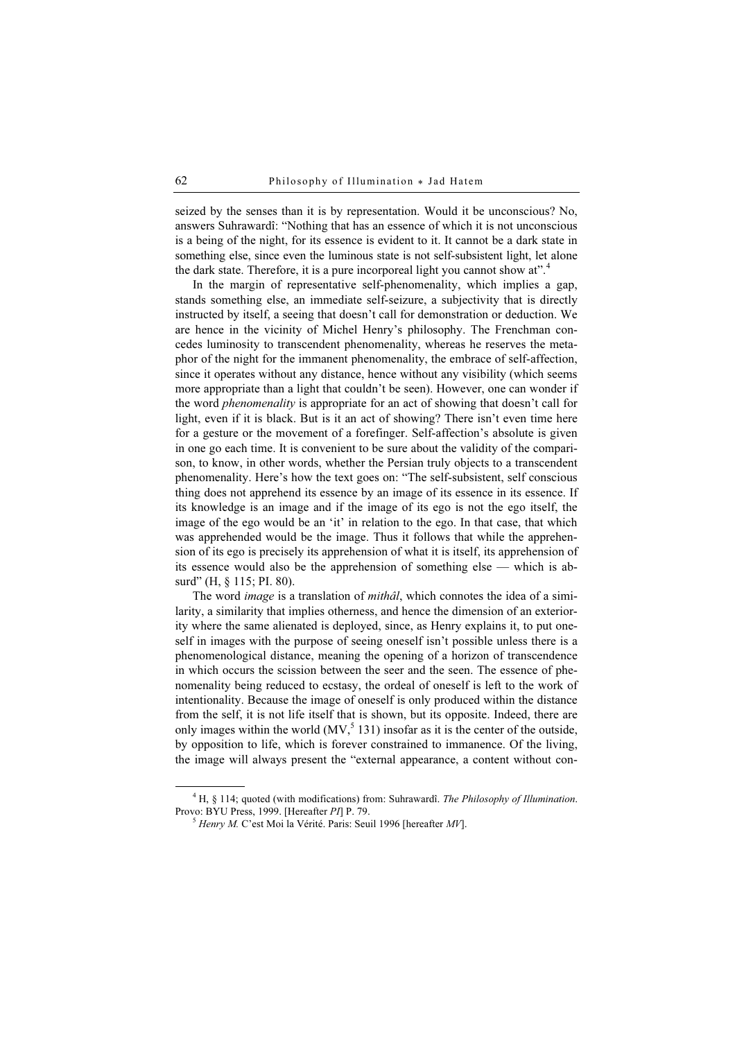seized by the senses than it is by representation. Would it be unconscious? No, answers Suhrawardî: "Nothing that has an essence of which it is not unconscious is a being of the night, for its essence is evident to it. It cannot be a dark state in something else, since even the luminous state is not self-subsistent light, let alone the dark state. Therefore, it is a pure incorporeal light you cannot show at".[4]

In the margin of representative self-phenomenality, which implies a gap, stands something else, an immediate self-seizure, a subjectivity that is directly instructed by itself, a seeing that doesn't call for demonstration or deduction. We are hence in the vicinity of Michel Henry's philosophy. The Frenchman concedes luminosity to transcendent phenomenality, whereas he reserves the metaphor of the night for the immanent phenomenality, the embrace of self-affection, since it operates without any distance, hence without any visibility (which seems more appropriate than a light that couldn't be seen). However, one can wonder if the word *phenomenality* is appropriate for an act of showing that doesn't call for light, even if it is black. But is it an act of showing? There isn't even time here for a gesture or the movement of a forefinger. Self-affection's absolute is given in one go each time. It is convenient to be sure about the validity of the comparison, to know, in other words, whether the Persian truly objects to a transcendent phenomenality. Here's how the text goes on: "The self-subsistent, self conscious thing does not apprehend its essence by an image of its essence in its essence. If its knowledge is an image and if the image of its ego is not the ego itself, the image of the ego would be an 'it' in relation to the ego. In that case, that which was apprehended would be the image. Thus it follows that while the apprehension of its ego is precisely its apprehension of what it is itself, its apprehension of its essence would also be the apprehension of something else — which is absurd" (H, § 115; PI. 80).

The word *image* is a translation of *mithâl*, which connotes the idea of a similarity, a similarity that implies otherness, and hence the dimension of an exteriority where the same alienated is deployed, since, as Henry explains it, to put oneself in images with the purpose of seeing oneself isn't possible unless there is a phenomenological distance, meaning the opening of a horizon of transcendence in which occurs the scission between the seer and the seen. The essence of phenomenality being reduced to ecstasy, the ordeal of oneself is left to the work of intentionality. Because the image of oneself is only produced within the distance from the self, it is not life itself that is shown, but its opposite. Indeed, there are only images within the world (MV,[5] 131) insofar as it is the center of the outside, by opposition to life, which is forever constrained to immanence. Of the living, the image will always present the "external appearance, a content without con-

---

[4] H, § 114; quoted (with modifications) from: Suhrawardî. *The Philosophy of Illumination*. Provo: BYU Press, 1999. [Hereafter *PI*] P. 79.

[5] *Henry M.* C'est Moi la Vérité. Paris: Seuil 1996 [hereafter *MV*].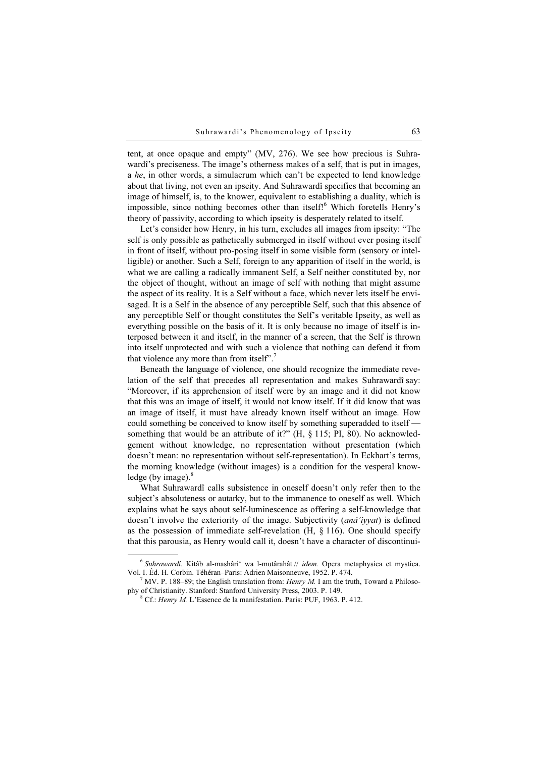tent, at once opaque and empty" (MV, 276). We see how precious is Suhrawardî's preciseness. The image's otherness makes of a self, that is put in images, a *he*, in other words, a simulacrum which can't be expected to lend knowledge about that living, not even an ipseity. And Suhrawardî specifies that becoming an image of himself, is, to the knower, equivalent to establishing a duality, which is impossible, since nothing becomes other than itself![6] Which foretells Henry's theory of passivity, according to which ipseity is desperately related to itself.

Let's consider how Henry, in his turn, excludes all images from ipseity: "The self is only possible as pathetically submerged in itself without ever posing itself in front of itself, without pro-posing itself in some visible form (sensory or intelligible) or another. Such a Self, foreign to any apparition of itself in the world, is what we are calling a radically immanent Self, a Self neither constituted by, nor the object of thought, without an image of self with nothing that might assume the aspect of its reality. It is a Self without a face, which never lets itself be envisaged. It is a Self in the absence of any perceptible Self, such that this absence of any perceptible Self or thought constitutes the Self's veritable Ipseity, as well as everything possible on the basis of it. It is only because no image of itself is interposed between it and itself, in the manner of a screen, that the Self is thrown into itself unprotected and with such a violence that nothing can defend it from that violence any more than from itself".[7]

Beneath the language of violence, one should recognize the immediate revelation of the self that precedes all representation and makes Suhrawardî say: "Moreover, if its apprehension of itself were by an image and it did not know that this was an image of itself, it would not know itself. If it did know that was an image of itself, it must have already known itself without an image. How could something be conceived to know itself by something superadded to itself — something that would be an attribute of it?" (H, § 115; PI, 80). No acknowledgement without knowledge, no representation without presentation (which doesn't mean: no representation without self-representation). In Eckhart's terms, the morning knowledge (without images) is a condition for the vesperal knowledge (by image).[8]

What Suhrawardî calls subsistence in oneself doesn't only refer then to the subject's absoluteness or autarky, but to the immanence to oneself as well. Which explains what he says about self-luminescence as offering a self-knowledge that doesn't involve the exteriority of the image. Subjectivity (*anâ'iyyat*) is defined as the possession of immediate self-revelation (H, § 116). One should specify that this parousia, as Henry would call it, doesn't have a character of discontinui-

---

[6] *Suhrawardî.* Kitâb al-mashâri' wa l-mutârahât // *idem.* Opera metaphysica et mystica. Vol. I. Éd. H. Corbin. Téhéran–Paris: Adrien Maisonneuve, 1952. P. 474.

[7] MV. P. 188–89; the English translation from: *Henry M.* I am the truth, Toward a Philosophy of Christianity. Stanford: Stanford University Press, 2003. P. 149.

[8] Cf.: *Henry M.* L'Essence de la manifestation. Paris: PUF, 1963. P. 412.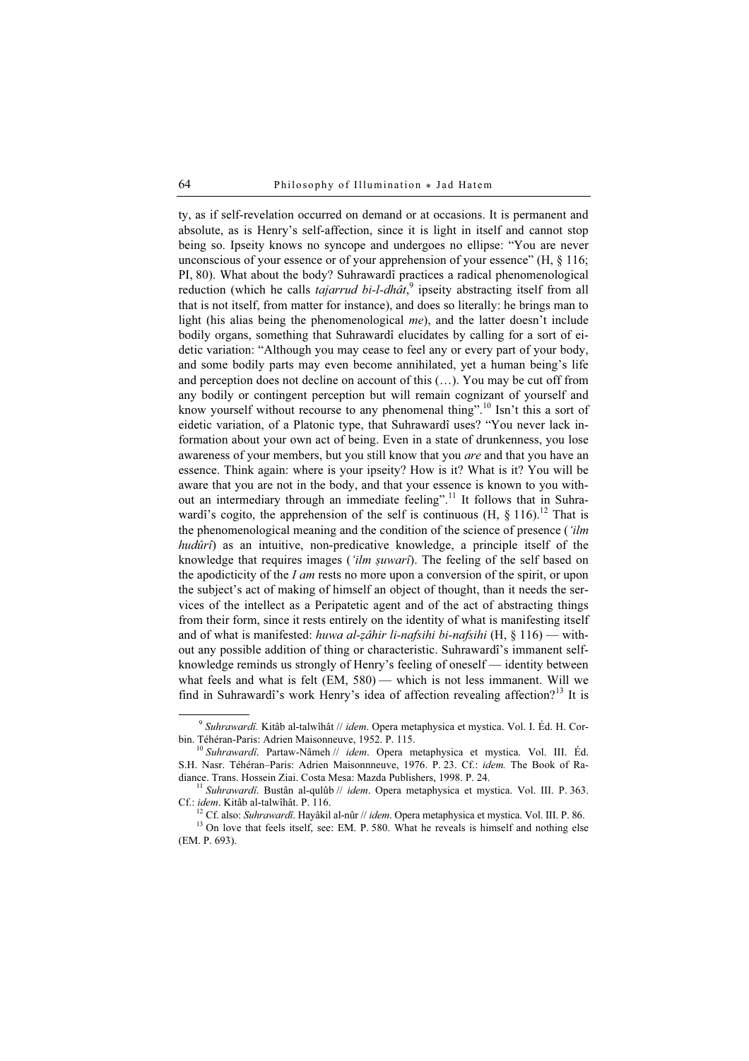ty, as if self-revelation occurred on demand or at occasions. It is permanent and absolute, as is Henry's self-affection, since it is light in itself and cannot stop being so. Ipseity knows no syncope and undergoes no ellipse: "You are never unconscious of your essence or of your apprehension of your essence" (H, § 116; PI, 80). What about the body? Suhrawardî practices a radical phenomenological reduction (which he calls *tajarrud bi-l-dhât*,[9] ipseity abstracting itself from all that is not itself, from matter for instance), and does so literally: he brings man to light (his alias being the phenomenological *me*), and the latter doesn't include bodily organs, something that Suhrawardî elucidates by calling for a sort of eidetic variation: "Although you may cease to feel any or every part of your body, and some bodily parts may even become annihilated, yet a human being's life and perception does not decline on account of this (…). You may be cut off from any bodily or contingent perception but will remain cognizant of yourself and know yourself without recourse to any phenomenal thing".[10] Isn't this a sort of eidetic variation, of a Platonic type, that Suhrawardî uses? "You never lack information about your own act of being. Even in a state of drunkenness, you lose awareness of your members, but you still know that you *are* and that you have an essence. Think again: where is your ipseity? How is it? What is it? You will be aware that you are not in the body, and that your essence is known to you without an intermediary through an immediate feeling".[11] It follows that in Suhrawardî's cogito, the apprehension of the self is continuous (H, § 116).[12] That is the phenomenological meaning and the condition of the science of presence (*'ilm hudûrî*) as an intuitive, non-predicative knowledge, a principle itself of the knowledge that requires images (*'ilm ṣuwarî*). The feeling of the self based on the apodicticity of the *I am* rests no more upon a conversion of the spirit, or upon the subject's act of making of himself an object of thought, than it needs the services of the intellect as a Peripatetic agent and of the act of abstracting things from their form, since it rests entirely on the identity of what is manifesting itself and of what is manifested: *huwa al-ẓâhir li-nafsihi bi-nafsihi* (H, § 116) — without any possible addition of thing or characteristic. Suhrawardî's immanent self-knowledge reminds us strongly of Henry's feeling of oneself — identity between what feels and what is felt (EM, 580) — which is not less immanent. Will we find in Suhrawardî's work Henry's idea of affection revealing affection?[13] It is

---

[9] *Suhrawardî.* Kitâb al-talwîhât // *idem*. Opera metaphysica et mystica. Vol. I. Éd. H. Corbin. Téhéran-Paris: Adrien Maisonneuve, 1952. P. 115.

[10] *Suhrawardî*. Partaw-Nâmeh // *idem*. Opera metaphysica et mystica. Vol. III. Éd. S.H. Nasr. Téhéran–Paris: Adrien Maisonnneuve, 1976. P. 23. Cf.: *idem.* The Book of Radiance. Trans. Hossein Ziai. Costa Mesa: Mazda Publishers, 1998. P. 24.

[11] *Suhrawardî.* Bustân al-qulûb // *idem*. Opera metaphysica et mystica. Vol. III. P. 363. Cf.: *idem*. Kitâb al-talwîhât. P. 116.

[12] Cf. also: *Suhrawardî*. Hayâkil al-nûr // *idem*. Opera metaphysica et mystica. Vol. III. P. 86.

[13] On love that feels itself, see: EM. P. 580. What he reveals is himself and nothing else (EM. P. 693).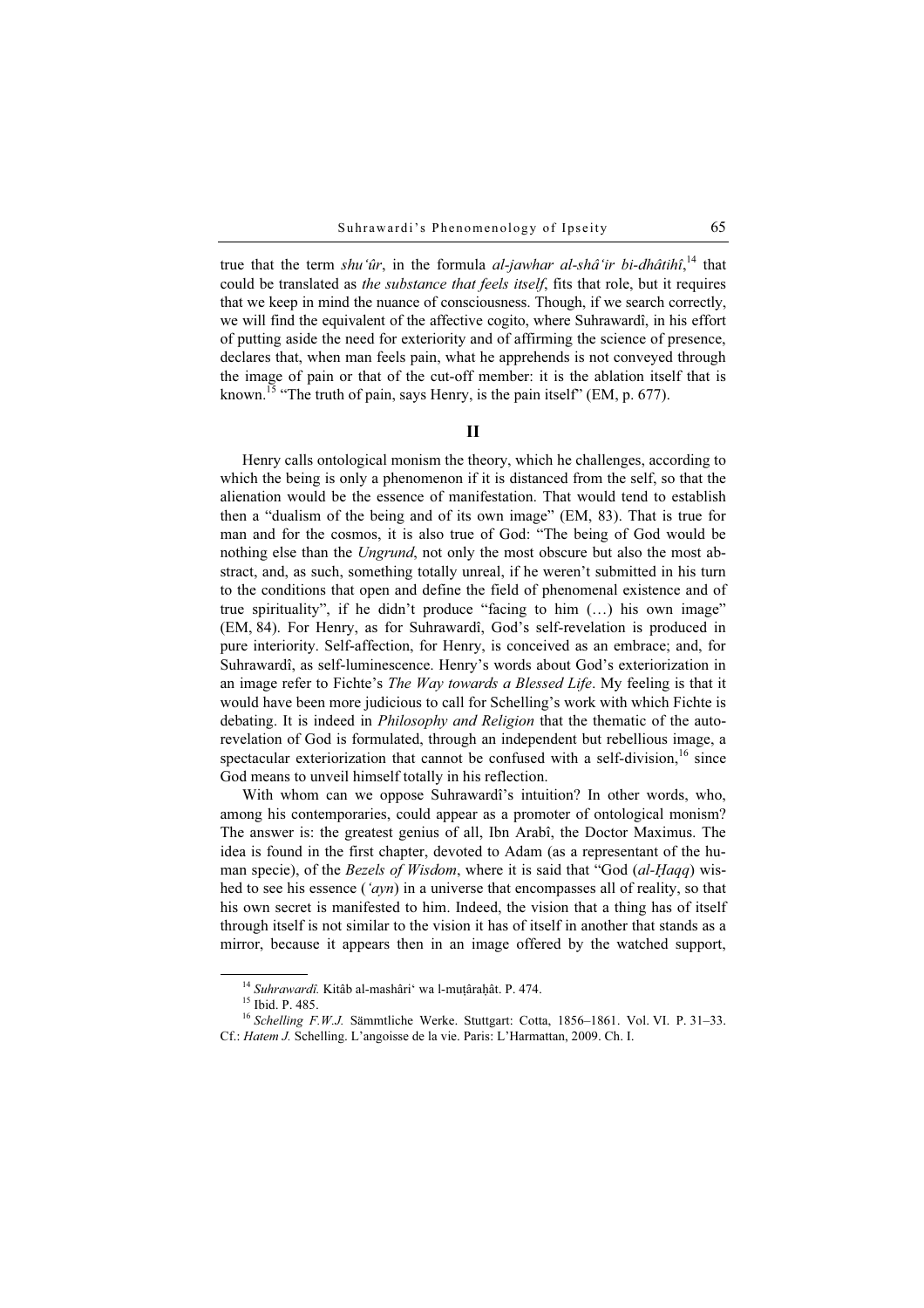true that the term *shu'ûr*, in the formula *al-jawhar al-shâ'ir bi-dhâtihî*,[14] that could be translated as *the substance that feels itself*, fits that role, but it requires that we keep in mind the nuance of consciousness. Though, if we search correctly, we will find the equivalent of the affective cogito, where Suhrawardî, in his effort of putting aside the need for exteriority and of affirming the science of presence, declares that, when man feels pain, what he apprehends is not conveyed through the image of pain or that of the cut-off member: it is the ablation itself that is known.[15] "The truth of pain, says Henry, is the pain itself" (EM, p. 677).

## II

Henry calls ontological monism the theory, which he challenges, according to which the being is only a phenomenon if it is distanced from the self, so that the alienation would be the essence of manifestation. That would tend to establish then a "dualism of the being and of its own image" (EM, 83). That is true for man and for the cosmos, it is also true of God: "The being of God would be nothing else than the *Ungrund*, not only the most obscure but also the most abstract, and, as such, something totally unreal, if he weren't submitted in his turn to the conditions that open and define the field of phenomenal existence and of true spirituality", if he didn't produce "facing to him (…) his own image" (EM, 84). For Henry, as for Suhrawardî, God's self-revelation is produced in pure interiority. Self-affection, for Henry, is conceived as an embrace; and, for Suhrawardî, as self-luminescence. Henry's words about God's exteriorization in an image refer to Fichte's *The Way towards a Blessed Life*. My feeling is that it would have been more judicious to call for Schelling's work with which Fichte is debating. It is indeed in *Philosophy and Religion* that the thematic of the auto-revelation of God is formulated, through an independent but rebellious image, a spectacular exteriorization that cannot be confused with a self-division,[16] since God means to unveil himself totally in his reflection.

With whom can we oppose Suhrawardî's intuition? In other words, who, among his contemporaries, could appear as a promoter of ontological monism? The answer is: the greatest genius of all, Ibn Arabî, the Doctor Maximus. The idea is found in the first chapter, devoted to Adam (as a representant of the human specie), of the *Bezels of Wisdom*, where it is said that "God (*al-Ḥaqq*) wished to see his essence (*'ayn*) in a universe that encompasses all of reality, so that his own secret is manifested to him. Indeed, the vision that a thing has of itself through itself is not similar to the vision it has of itself in another that stands as a mirror, because it appears then in an image offered by the watched support,

---

[14] *Suhrawardî.* Kitâb al-mashâri' wa l-muṭâraḥât. P. 474.

[15] Ibid. P. 485.

[16] *Schelling F.W.J.* Sämmtliche Werke. Stuttgart: Cotta, 1856–1861. Vol. VI. P. 31–33. Cf.: *Hatem J.* Schelling. L'angoisse de la vie. Paris: L'Harmattan, 2009. Ch. I.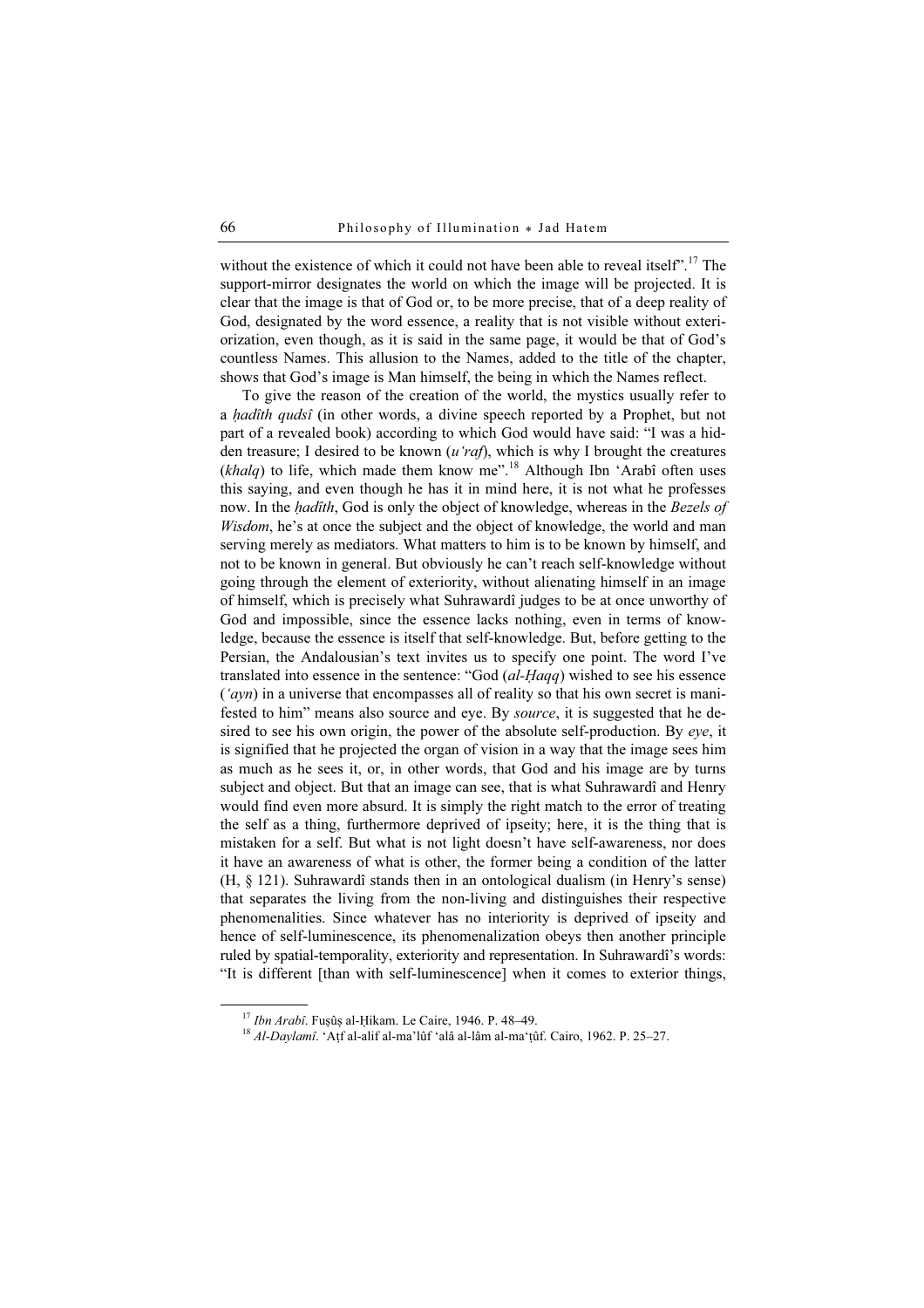without the existence of which it could not have been able to reveal itself".[17] The support-mirror designates the world on which the image will be projected. It is clear that the image is that of God or, to be more precise, that of a deep reality of God, designated by the word essence, a reality that is not visible without exteriorization, even though, as it is said in the same page, it would be that of God's countless Names. This allusion to the Names, added to the title of the chapter, shows that God's image is Man himself, the being in which the Names reflect.

To give the reason of the creation of the world, the mystics usually refer to a *ḥadîth qudsî* (in other words, a divine speech reported by a Prophet, but not part of a revealed book) according to which God would have said: "I was a hidden treasure; I desired to be known (*u'raf*), which is why I brought the creatures (*khalq*) to life, which made them know me".[18] Although Ibn 'Arabî often uses this saying, and even though he has it in mind here, it is not what he professes now. In the *ḥadîth*, God is only the object of knowledge, whereas in the *Bezels of Wisdom*, he's at once the subject and the object of knowledge, the world and man serving merely as mediators. What matters to him is to be known by himself, and not to be known in general. But obviously he can't reach self-knowledge without going through the element of exteriority, without alienating himself in an image of himself, which is precisely what Suhrawardî judges to be at once unworthy of God and impossible, since the essence lacks nothing, even in terms of knowledge, because the essence is itself that self-knowledge. But, before getting to the Persian, the Andalousian's text invites us to specify one point. The word I've translated into essence in the sentence: "God (*al-Ḥaqq*) wished to see his essence (*'ayn*) in a universe that encompasses all of reality so that his own secret is manifested to him" means also source and eye. By *source*, it is suggested that he desired to see his own origin, the power of the absolute self-production. By *eye*, it is signified that he projected the organ of vision in a way that the image sees him as much as he sees it, or, in other words, that God and his image are by turns subject and object. But that an image can see, that is what Suhrawardî and Henry would find even more absurd. It is simply the right match to the error of treating the self as a thing, furthermore deprived of ipseity; here, it is the thing that is mistaken for a self. But what is not light doesn't have self-awareness, nor does it have an awareness of what is other, the former being a condition of the latter (H, § 121). Suhrawardî stands then in an ontological dualism (in Henry's sense) that separates the living from the non-living and distinguishes their respective phenomenalities. Since whatever has no interiority is deprived of ipseity and hence of self-luminescence, its phenomenalization obeys then another principle ruled by spatial-temporality, exteriority and representation. In Suhrawardî's words: "It is different [than with self-luminescence] when it comes to exterior things,

[17] *Ibn Arabî*. Fuṣûṣ al-Ḥikam. Le Caire, 1946. P. 48–49.

[18] *Al-Daylamî*. 'Aṭf al-alif al-ma'lûf 'alâ al-lâm al-ma'ṭûf. Cairo, 1962. P. 25–27.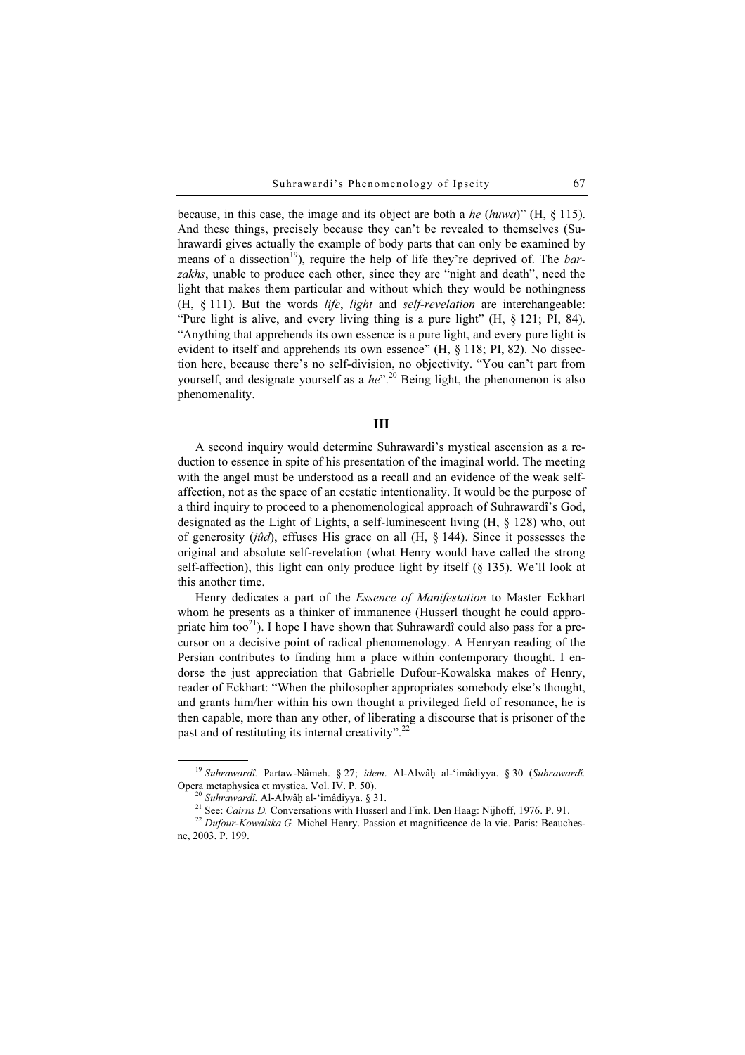because, in this case, the image and its object are both a *he* (*huwa*)" (H, § 115). And these things, precisely because they can't be revealed to themselves (Suhrawardî gives actually the example of body parts that can only be examined by means of a dissection[19]), require the help of life they're deprived of. The *barzakhs*, unable to produce each other, since they are "night and death", need the light that makes them particular and without which they would be nothingness (H, § 111). But the words *life*, *light* and *self-revelation* are interchangeable: "Pure light is alive, and every living thing is a pure light" (H, § 121; PI, 84). "Anything that apprehends its own essence is a pure light, and every pure light is evident to itself and apprehends its own essence" (H, § 118; PI, 82). No dissection here, because there's no self-division, no objectivity. "You can't part from yourself, and designate yourself as a *he*".[20] Being light, the phenomenon is also phenomenality.

## III

A second inquiry would determine Suhrawardî's mystical ascension as a reduction to essence in spite of his presentation of the imaginal world. The meeting with the angel must be understood as a recall and an evidence of the weak self-affection, not as the space of an ecstatic intentionality. It would be the purpose of a third inquiry to proceed to a phenomenological approach of Suhrawardî's God, designated as the Light of Lights, a self-luminescent living (H, § 128) who, out of generosity (*jûd*), effuses His grace on all (H, § 144). Since it possesses the original and absolute self-revelation (what Henry would have called the strong self-affection), this light can only produce light by itself (§ 135). We'll look at this another time.

Henry dedicates a part of the *Essence of Manifestation* to Master Eckhart whom he presents as a thinker of immanence (Husserl thought he could appropriate him too[21]). I hope I have shown that Suhrawardî could also pass for a precursor on a decisive point of radical phenomenology. A Henryan reading of the Persian contributes to finding him a place within contemporary thought. I endorse the just appreciation that Gabrielle Dufour-Kowalska makes of Henry, reader of Eckhart: "When the philosopher appropriates somebody else's thought, and grants him/her within his own thought a privileged field of resonance, he is then capable, more than any other, of liberating a discourse that is prisoner of the past and of restituting its internal creativity".[22]

---

[19] *Suhrawardî.* Partaw-Nâmeh. § 27; *idem*. Al-Alwâḥ al-'imâdiyya. § 30 (*Suhrawardî.* Opera metaphysica et mystica. Vol. IV. P. 50).

[20] *Suhrawardî.* Al-Alwâḥ al-'imâdiyya. § 31.

[21] See: *Cairns D.* Conversations with Husserl and Fink. Den Haag: Nijhoff, 1976. P. 91.

[22] *Dufour-Kowalska G.* Michel Henry. Passion et magnificence de la vie. Paris: Beauchesne, 2003. P. 199.